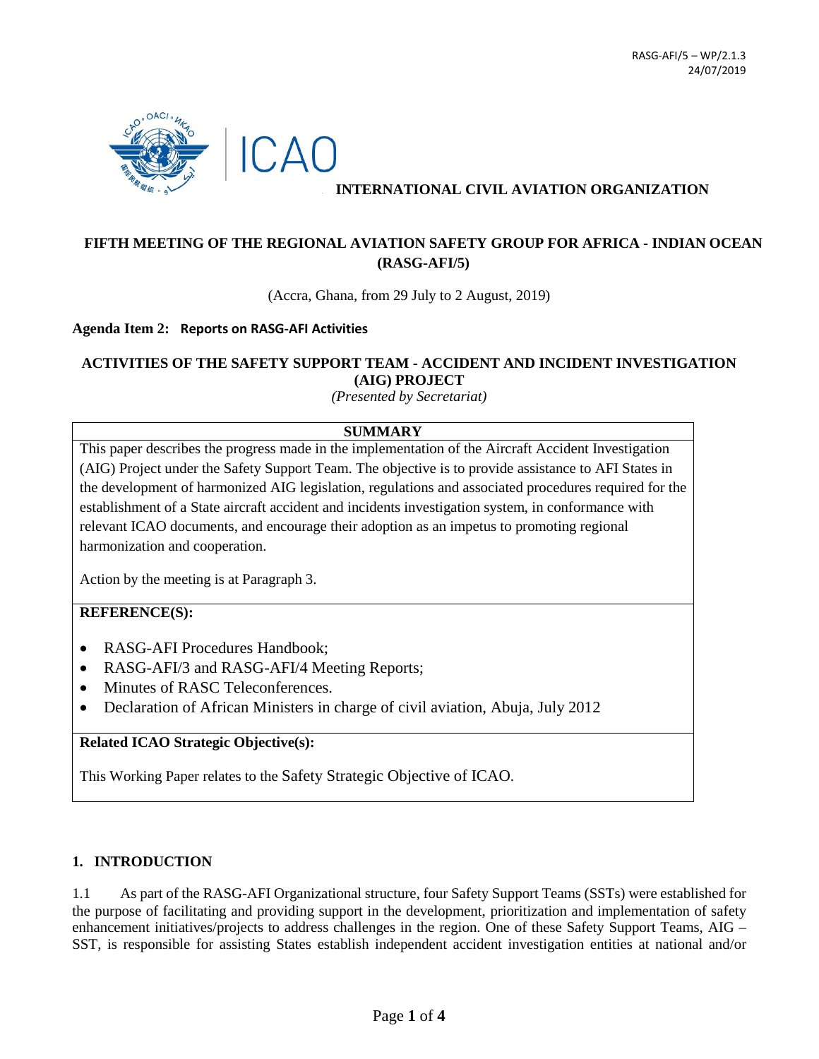RASG-AFI/5 – WP/2.1.3
24/07/2019

INTERNATIONAL CIVIL AVIATION ORGANIZATION

**FIFTH MEETING OF THE REGIONAL AVIATION SAFETY GROUP FOR AFRICA - INDIAN OCEAN (RASG-AFI/5)**

(Accra, Ghana, from 29 July to 2 August, 2019)

**Agenda Item 2: Reports on RASG-AFI Activities**

**ACTIVITIES OF THE SAFETY SUPPORT TEAM - ACCIDENT AND INCIDENT INVESTIGATION (AIG) PROJECT**

*(Presented by Secretariat)*

| **SUMMARY** |
| --- |
| This paper describes the progress made in the implementation of the Aircraft Accident Investigation (AIG) Project under the Safety Support Team. The objective is to provide assistance to AFI States in the development of harmonized AIG legislation, regulations and associated procedures required for the establishment of a State aircraft accident and incidents investigation system, in conformance with relevant ICAO documents, and encourage their adoption as an impetus to promoting regional harmonization and cooperation.<br><br>Action by the meeting is at Paragraph 3. |
| **REFERENCE(S):**<br><br>• RASG-AFI Procedures Handbook;<br>• RASG-AFI/3 and RASG-AFI/4 Meeting Reports;<br>• Minutes of RASC Teleconferences.<br>• Declaration of African Ministers in charge of civil aviation, Abuja, July 2012 |
| **Related ICAO Strategic Objective(s):**<br><br>This Working Paper relates to the Safety Strategic Objective of ICAO. |

## 1. INTRODUCTION

1.1 As part of the RASG-AFI Organizational structure, four Safety Support Teams (SSTs) were established for the purpose of facilitating and providing support in the development, prioritization and implementation of safety enhancement initiatives/projects to address challenges in the region. One of these Safety Support Teams, AIG – SST, is responsible for assisting States establish independent accident investigation entities at national and/or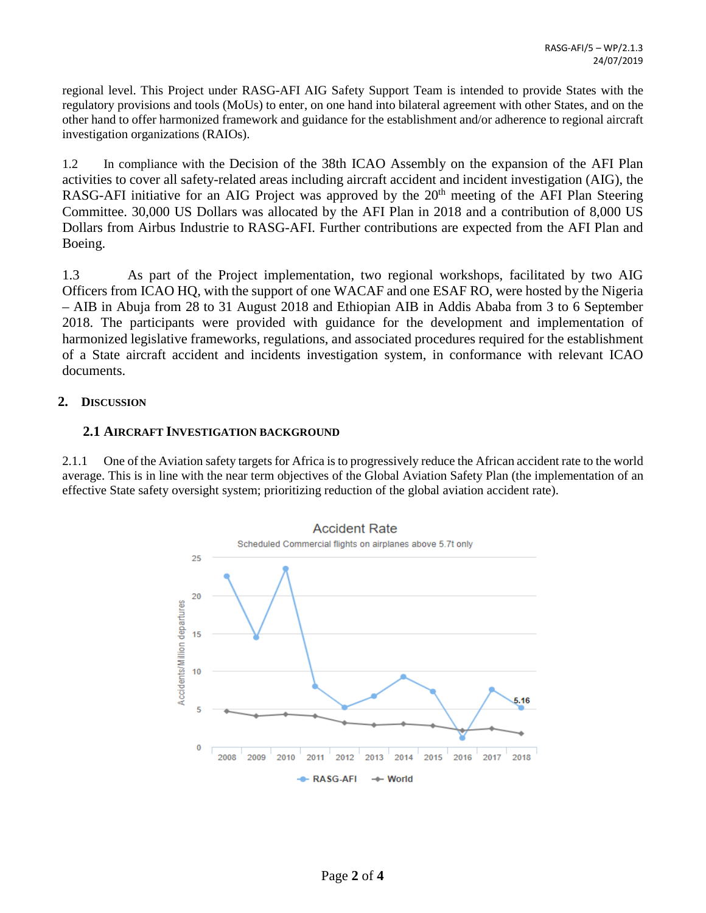regional level. This Project under RASG-AFI AIG Safety Support Team is intended to provide States with the regulatory provisions and tools (MoUs) to enter, on one hand into bilateral agreement with other States, and on the other hand to offer harmonized framework and guidance for the establishment and/or adherence to regional aircraft investigation organizations (RAIOs).

1.2 In compliance with the Decision of the 38th ICAO Assembly on the expansion of the AFI Plan activities to cover all safety-related areas including aircraft accident and incident investigation (AIG), the RASG-AFI initiative for an AIG Project was approved by the 20th meeting of the AFI Plan Steering Committee. 30,000 US Dollars was allocated by the AFI Plan in 2018 and a contribution of 8,000 US Dollars from Airbus Industrie to RASG-AFI. Further contributions are expected from the AFI Plan and Boeing.

1.3 As part of the Project implementation, two regional workshops, facilitated by two AIG Officers from ICAO HQ, with the support of one WACAF and one ESAF RO, were hosted by the Nigeria – AIB in Abuja from 28 to 31 August 2018 and Ethiopian AIB in Addis Ababa from 3 to 6 September 2018. The participants were provided with guidance for the development and implementation of harmonized legislative frameworks, regulations, and associated procedures required for the establishment of a State aircraft accident and incidents investigation system, in conformance with relevant ICAO documents.

## 2. Discussion

### 2.1 Aircraft Investigation Background

2.1.1 One of the Aviation safety targets for Africa is to progressively reduce the African accident rate to the world average. This is in line with the near term objectives of the Global Aviation Safety Plan (the implementation of an effective State safety oversight system; prioritizing reduction of the global aviation accident rate).

**Accident Rate**

Scheduled Commercial flights on airplanes above 5.7t only

(Chart: Accidents/Million departures, 2008–2018; series: RASG-AFI, World; RASG-AFI 2018 value labelled 5.16)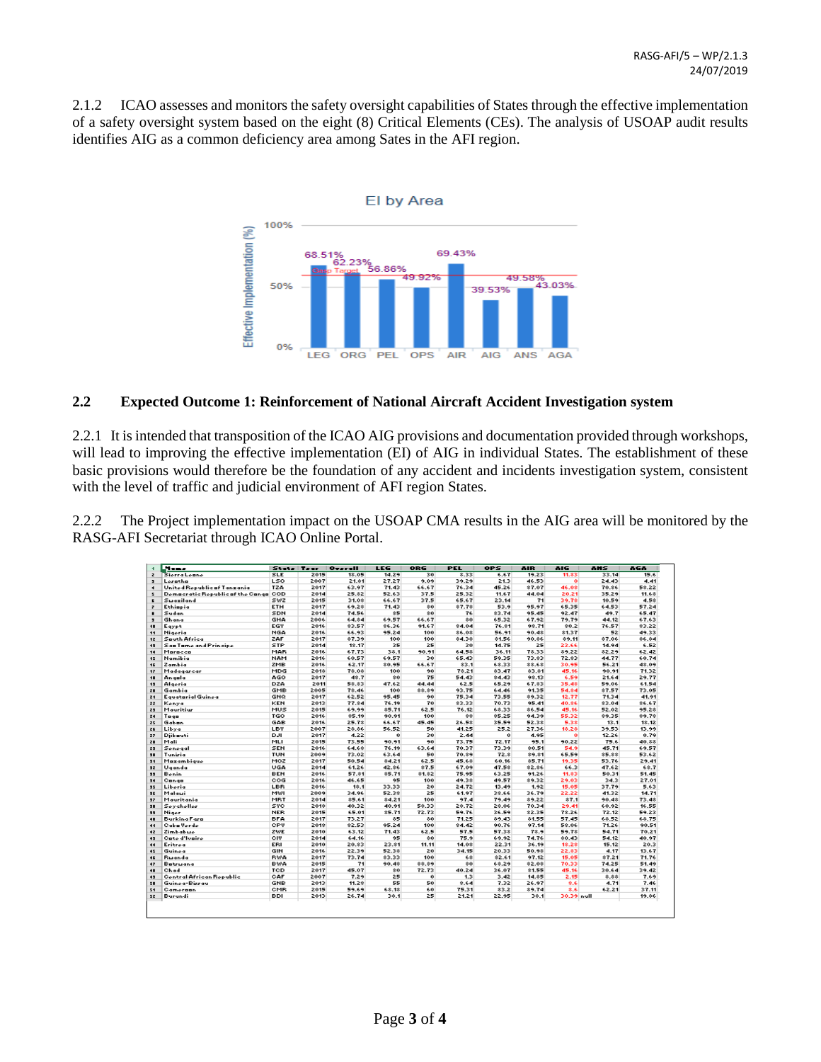2.1.2 ICAO assesses and monitors the safety oversight capabilities of States through the effective implementation of a safety oversight system based on the eight (8) Critical Elements (CEs). The analysis of USOAP audit results identifies AIG as a common deficiency area among Sates in the AFI region.

EI by Area

| Area | LEG | ORG | PEL | OPS | AIR | AIG | ANS | AGA |
|---|---|---|---|---|---|---|---|---|
| Effective Implementation (%) | 68.51% | 62.23% | 56.86% | 49.92% | 69.43% | 39.53% | 49.58% | 43.03% |

## 2.2 Expected Outcome 1: Reinforcement of National Aircraft Accident Investigation system

2.2.1 It is intended that transposition of the ICAO AIG provisions and documentation provided through workshops, will lead to improving the effective implementation (EI) of AIG in individual States. The establishment of these basic provisions would therefore be the foundation of any accident and incidents investigation system, consistent with the level of traffic and judicial environment of AFI region States.

2.2.2 The Project implementation impact on the USOAP CMA results in the AIG area will be monitored by the RASG-AFI Secretariat through ICAO Online Portal.

| Name | State | Year | Overall | LEG | ORG | PEL | OPS | AIR | AIG | ANS | AGA |
|---|---|---|---|---|---|---|---|---|---|---|---|
| Sierra Leone | SLE | 2015 | 18.05 | 14.29 | 30 | 8.33 | 6.67 | 19.23 | 11.83 | 33.14 | 15.6 |
| Lesotho | LSO | 2007 | 21.81 | 27.27 | 9.09 | 39.29 | 21.3 | 46.53 | 0 | 24.43 | 4.41 |
| United Republic of Tanzania | TZA | 2017 | 63.97 | 71.43 | 66.67 | 76.34 | 45.26 | 87.07 | 46.08 | 70.86 | 58.22 |
| Democratic Republic of the Congo | COD | 2014 | 25.82 | 52.63 | 37.5 | 25.32 | 11.67 | 44.04 | 20.21 | 35.29 | 11.68 |
| Swaziland | SWZ | 2015 | 31.08 | 66.67 | 37.5 | 65.67 | 23.14 | 71 | 39.78 | 10.59 | 4.58 |
| Ethiopia | ETH | 2017 | 69.28 | 71.43 | 80 | 87.78 | 53.9 | 95.97 | 65.35 | 64.53 | 57.24 |
| Sudan | SDN | 2014 | 74.56 | 85 | 80 | 76 | 83.74 | 95.45 | 92.47 | 49.7 | 65.47 |
| Ghana | GHA | 2006 | 64.84 | 69.57 | 66.67 | 80 | 65.32 | 67.92 | 79.79 | 44.12 | 67.63 |
| Egypt | EGY | 2016 | 83.57 | 86.36 | 91.67 | 84.04 | 76.81 | 98.71 | 80.2 | 76.57 | 83.22 |
| Nigeria | NGA | 2016 | 66.93 | 95.24 | 100 | 86.08 | 56.91 | 90.48 | 81.37 | 52 | 49.53 |
| South Africa | ZAF | 2017 | 87.39 | 100 | 100 | 84.38 | 81.56 | 90.86 | 89.11 | 87.06 | 86.84 |
| Sao Tome and Principe | STP | 2014 | 18.17 | 35 | 25 | 30 | 14.75 | 25 | 23.66 | 14.94 | 6.52 |
| Morocco | MAR | 2016 | 67.73 | 38.1 | 90.91 | 64.58 | 36.11 | 78.33 | 89.22 | 82.29 | 62.42 |
| Namibia | NAM | 2016 | 60.57 | 69.57 | 30 | 65.43 | 59.35 | 73.83 | 72.83 | 44.77 | 60.74 |
| Zambia | ZMB | 2016 | 62.17 | 80.95 | 66.67 | 83.1 | 68.33 | 88.68 | 30.95 | 56.21 | 48.09 |
| Madagascar | MDG | 2018 | 78.08 | 100 | 90 | 78.21 | 83.47 | 83.81 | 45.16 | 90.91 | 71.32 |
| Angola | AGO | 2017 | 48.7 | 80 | 75 | 54.43 | 84.43 | 98.13 | 6.59 | 21.64 | 29.77 |
| Algeria | DZA | 2011 | 58.83 | 47.62 | 44.44 | 62.5 | 65.29 | 67.83 | 35.48 | 59.06 | 61.84 |
| Gambia | GMB | 2005 | 78.46 | 100 | 88.89 | 93.75 | 64.46 | 91.35 | 54.84 | 87.57 | 73.05 |
| Equatorial Guinea | GNQ | 2017 | 62.52 | 95.45 | 90 | 75.34 | 73.55 | 89.32 | 12.77 | 71.34 | 41.91 |
| Kenya | KEN | 2013 | 77.84 | 76.19 | 70 | 83.33 | 70.73 | 95.41 | 40.86 | 83.04 | 86.67 |
| Mauritius | MUS | 2015 | 69.99 | 85.71 | 62.5 | 76.12 | 68.33 | 86.54 | 45.16 | 52.02 | 95.28 |
| Togo | TGO | 2016 | 85.19 | 90.91 | 100 | 88 | 85.25 | 94.39 | 55.32 | 89.35 | 89.78 |
| Gabon | GAB | 2016 | 25.78 | 66.67 | 45.45 | 26.58 | 35.59 | 52.38 | 5.38 | 13.1 | 18.12 |
| Libya | LBY | 2007 | 28.86 | 56.52 | 50 | 41.25 | 25.2 | 27.36 | 18.28 | 39.53 | 13.99 |
| Djibouti | DJI | 2017 | 4.22 | 0 | 30 | 2.44 | 0 | 4.95 | 0 | 12.26 | 0.79 |
| Mali | MLI | 2015 | 73.55 | 90.91 | 90 | 73.75 | 72.17 | 95.1 | 90.22 | 75.6 | 40.88 |
| Senegal | SEN | 2016 | 64.68 | 76.19 | 63.64 | 70.37 | 73.39 | 80.51 | 54.9 | 45.71 | 69.57 |
| Tunisia | TUN | 2009 | 73.02 | 63.64 | 50 | 70.89 | 72.8 | 89.81 | 65.59 | 85.88 | 53.62 |
| Mozambique | MOZ | 2017 | 50.54 | 54.21 | 62.5 | 45.68 | 60.16 | 85.71 | 19.35 | 53.76 | 29.41 |
| Uganda | UGA | 2014 | 61.26 | 42.86 | 87.5 | 67.09 | 47.58 | 82.86 | 66.3 | 47.62 | 68.7 |
| Benin | BEN | 2016 | 57.81 | 85.71 | 81.82 | 75.95 | 63.25 | 91.26 | 11.83 | 50.31 | 51.45 |
| Congo | COG | 2016 | 46.65 | 95 | 100 | 49.38 | 49.57 | 89.32 | 29.03 | 34.3 | 27.01 |
| Liberia | LBR | 2016 | 18.1 | 33.33 | 20 | 24.72 | 13.49 | 1.92 | 15.05 | 37.79 | 5.63 |
| Malawi | MWI | 2009 | 34.96 | 52.38 | 25 | 61.97 | 38.66 | 36.79 | 22.22 | 41.32 | 14.71 |
| Mauritania | MRT | 2014 | 85.61 | 84.21 | 100 | 97.4 | 79.49 | 89.22 | 87.1 | 90.48 | 73.48 |
| Seychelles | SYC | 2018 | 40.32 | 40.91 | 58.33 | 28.72 | 28.06 | 70.34 | 29.41 | 60.92 | 16.55 |
| Niger | NER | 2015 | 65.01 | 85.71 | 72.73 | 59.76 | 36.59 | 82.35 | 78.26 | 72.12 | 59.23 |
| Burkina Faso | BFA | 2017 | 73.27 | 85 | 80 | 71.25 | 89.43 | 81.55 | 57.45 | 68.52 | 68.75 |
| Cabo Verde | CPV | 2018 | 82.53 | 95.24 | 100 | 84.42 | 90.76 | 97.14 | 58.06 | 71.26 | 90.51 |
| Zimbabwe | ZWE | 2010 | 63.12 | 71.43 | 62.5 | 57.5 | 57.38 | 78.9 | 59.78 | 54.71 | 70.21 |
| Cote d'Ivoire | CIV | 2014 | 64.16 | 95 | 80 | 75.9 | 69.92 | 74.76 | 80.43 | 54.12 | 40.97 |
| Eritrea | ERI | 2010 | 20.83 | 23.81 | 11.11 | 14.08 | 22.31 | 36.19 | 18.28 | 15.12 | 20.3 |
| Guinea | GIN | 2016 | 22.39 | 52.38 | 20 | 34.15 | 20.33 | 50.98 | 22.83 | 4.17 | 13.67 |
| Rwanda | RWA | 2017 | 73.74 | 83.33 | 100 | 68 | 82.61 | 97.12 | 15.05 | 87.21 | 71.76 |
| Botswana | BWA | 2015 | 71 | 90.48 | 88.89 | 80 | 68.29 | 82.08 | 70.33 | 74.25 | 51.49 |
| Chad | TCD | 2017 | 45.07 | 80 | 72.73 | 40.24 | 36.07 | 81.55 | 45.16 | 30.64 | 29.42 |
| Central African Republic | CAF | 2007 | 7.29 | 25 | 0 | 1.3 | 3.42 | 14.85 | 2.15 | 8.88 | 7.69 |
| Guinea-Bissau | GNB | 2013 | 11.28 | 55 | 50 | 8.64 | 7.32 | 26.97 | 8.6 | 4.71 | 7.46 |
| Cameroon | CMR | 2015 | 59.69 | 68.18 | 60 | 75.31 | 83.2 | 89.74 | 8.6 | 62.21 | 37.11 |
| Burundi | BDI | 2013 | 26.74 | 38.1 | 25 | 21.21 | 22.95 | 38.1 | 30.39 null | | 19.86 |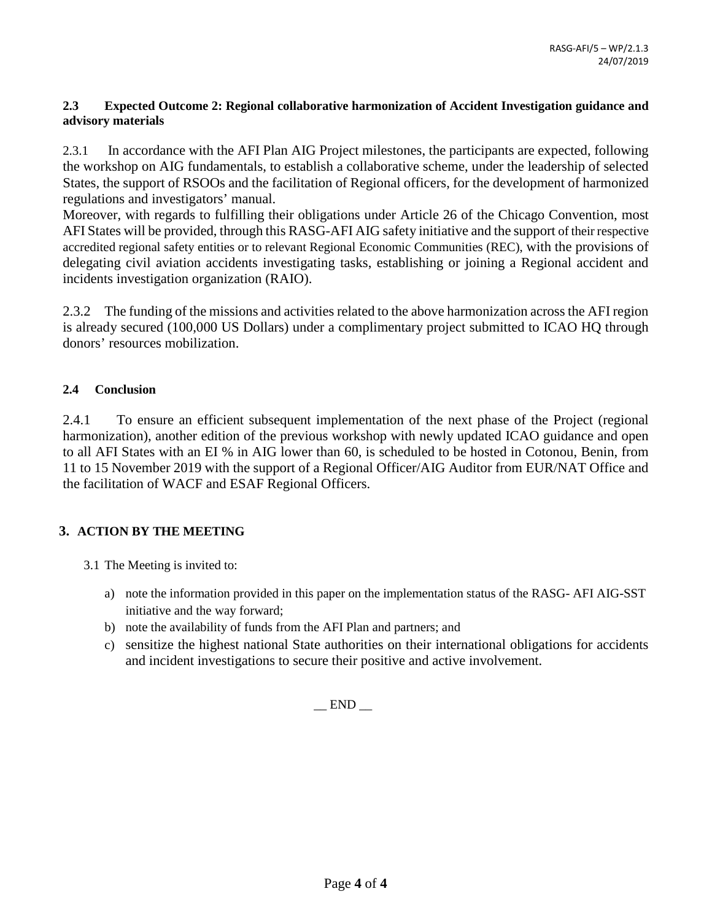**2.3 Expected Outcome 2: Regional collaborative harmonization of Accident Investigation guidance and advisory materials**

2.3.1 In accordance with the AFI Plan AIG Project milestones, the participants are expected, following the workshop on AIG fundamentals, to establish a collaborative scheme, under the leadership of selected States, the support of RSOOs and the facilitation of Regional officers, for the development of harmonized regulations and investigators' manual.
Moreover, with regards to fulfilling their obligations under Article 26 of the Chicago Convention, most AFI States will be provided, through this RASG-AFI AIG safety initiative and the support of their respective accredited regional safety entities or to relevant Regional Economic Communities (REC), with the provisions of delegating civil aviation accidents investigating tasks, establishing or joining a Regional accident and incidents investigation organization (RAIO).

2.3.2 The funding of the missions and activities related to the above harmonization across the AFI region is already secured (100,000 US Dollars) under a complimentary project submitted to ICAO HQ through donors' resources mobilization.

**2.4 Conclusion**

2.4.1 To ensure an efficient subsequent implementation of the next phase of the Project (regional harmonization), another edition of the previous workshop with newly updated ICAO guidance and open to all AFI States with an EI % in AIG lower than 60, is scheduled to be hosted in Cotonou, Benin, from 11 to 15 November 2019 with the support of a Regional Officer/AIG Auditor from EUR/NAT Office and the facilitation of WACF and ESAF Regional Officers.

## 3. ACTION BY THE MEETING

3.1 The Meeting is invited to:

a) note the information provided in this paper on the implementation status of the RASG- AFI AIG-SST initiative and the way forward;
b) note the availability of funds from the AFI Plan and partners; and
c) sensitize the highest national State authorities on their international obligations for accidents and incident investigations to secure their positive and active involvement.

__ END __